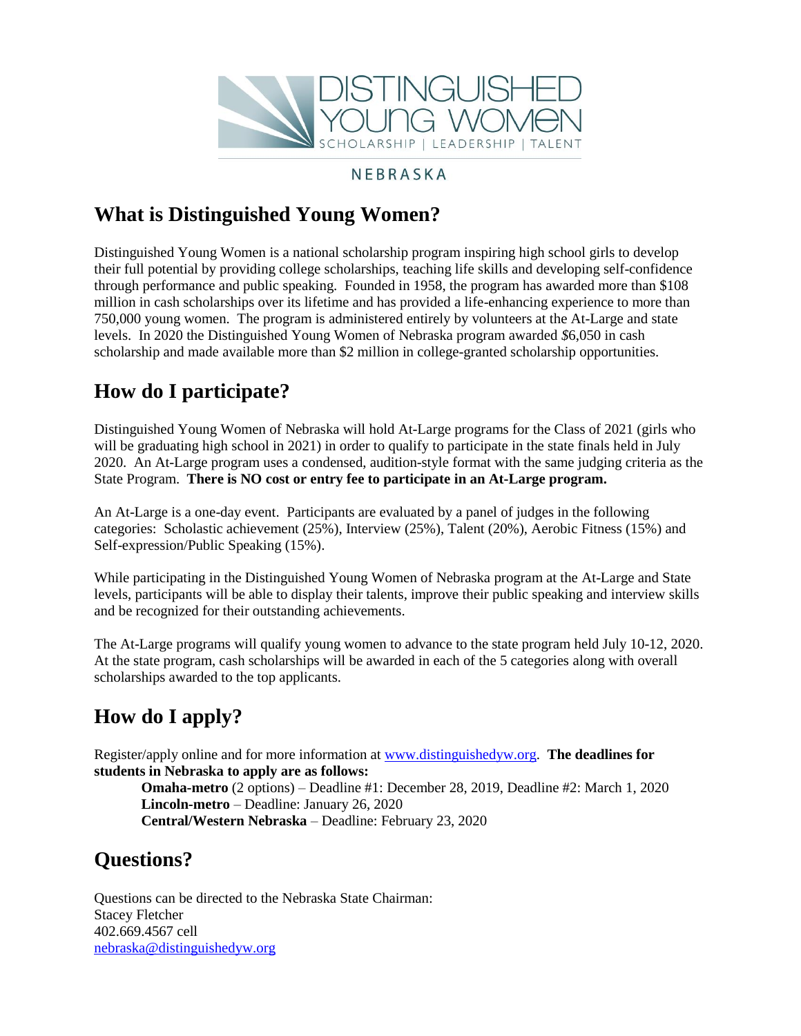DISTINGUISHED YOUNG WOMEN

SCHOLARSHIP | LEADERSHIP | TALENT

NEBRASKA

## What is Distinguished Young Women?

Distinguished Young Women is a national scholarship program inspiring high school girls to develop their full potential by providing college scholarships, teaching life skills and developing self-confidence through performance and public speaking. Founded in 1958, the program has awarded more than $108 million in cash scholarships over its lifetime and has provided a life-enhancing experience to more than 750,000 young women. The program is administered entirely by volunteers at the At-Large and state levels. In 2020 the Distinguished Young Women of Nebraska program awarded $6,050 in cash scholarship and made available more than $2 million in college-granted scholarship opportunities.

## How do I participate?

Distinguished Young Women of Nebraska will hold At-Large programs for the Class of 2021 (girls who will be graduating high school in 2021) in order to qualify to participate in the state finals held in July 2020. An At-Large program uses a condensed, audition-style format with the same judging criteria as the State Program. **There is NO cost or entry fee to participate in an At-Large program.**

An At-Large is a one-day event. Participants are evaluated by a panel of judges in the following categories: Scholastic achievement (25%), Interview (25%), Talent (20%), Aerobic Fitness (15%) and Self-expression/Public Speaking (15%).

While participating in the Distinguished Young Women of Nebraska program at the At-Large and State levels, participants will be able to display their talents, improve their public speaking and interview skills and be recognized for their outstanding achievements.

The At-Large programs will qualify young women to advance to the state program held July 10-12, 2020. At the state program, cash scholarships will be awarded in each of the 5 categories along with overall scholarships awarded to the top applicants.

## How do I apply?

Register/apply online and for more information at www.distinguishedyw.org. **The deadlines for students in Nebraska to apply are as follows:**

- **Omaha-metro** (2 options) – Deadline #1: December 28, 2019, Deadline #2: March 1, 2020
- **Lincoln-metro** – Deadline: January 26, 2020
- **Central/Western Nebraska** – Deadline: February 23, 2020

## Questions?

Questions can be directed to the Nebraska State Chairman:
Stacey Fletcher
402.669.4567 cell
nebraska@distinguishedyw.org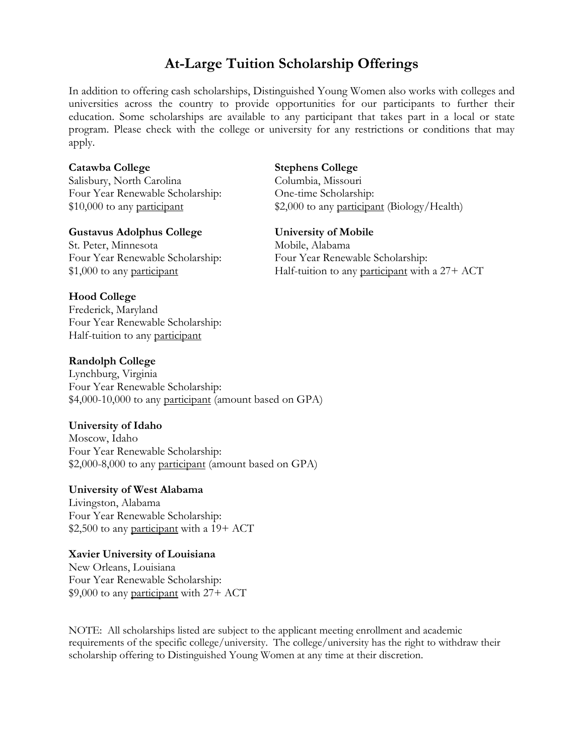# At-Large Tuition Scholarship Offerings

In addition to offering cash scholarships, Distinguished Young Women also works with colleges and universities across the country to provide opportunities for our participants to further their education. Some scholarships are available to any participant that takes part in a local or state program. Please check with the college or university for any restrictions or conditions that may apply.

**Catawba College**
Salisbury, North Carolina
Four Year Renewable Scholarship:
$10,000 to any participant

**Gustavus Adolphus College**
St. Peter, Minnesota
Four Year Renewable Scholarship:
$1,000 to any participant

**Hood College**
Frederick, Maryland
Four Year Renewable Scholarship:
Half-tuition to any participant

**Randolph College**
Lynchburg, Virginia
Four Year Renewable Scholarship:
$4,000-10,000 to any participant (amount based on GPA)

**University of Idaho**
Moscow, Idaho
Four Year Renewable Scholarship:
$2,000-8,000 to any participant (amount based on GPA)

**University of West Alabama**
Livingston, Alabama
Four Year Renewable Scholarship:
$2,500 to any participant with a 19+ ACT

**Xavier University of Louisiana**
New Orleans, Louisiana
Four Year Renewable Scholarship:
$9,000 to any participant with 27+ ACT

**Stephens College**
Columbia, Missouri
One-time Scholarship:
$2,000 to any participant (Biology/Health)

**University of Mobile**
Mobile, Alabama
Four Year Renewable Scholarship:
Half-tuition to any participant with a 27+ ACT

NOTE: All scholarships listed are subject to the applicant meeting enrollment and academic requirements of the specific college/university. The college/university has the right to withdraw their scholarship offering to Distinguished Young Women at any time at their discretion.